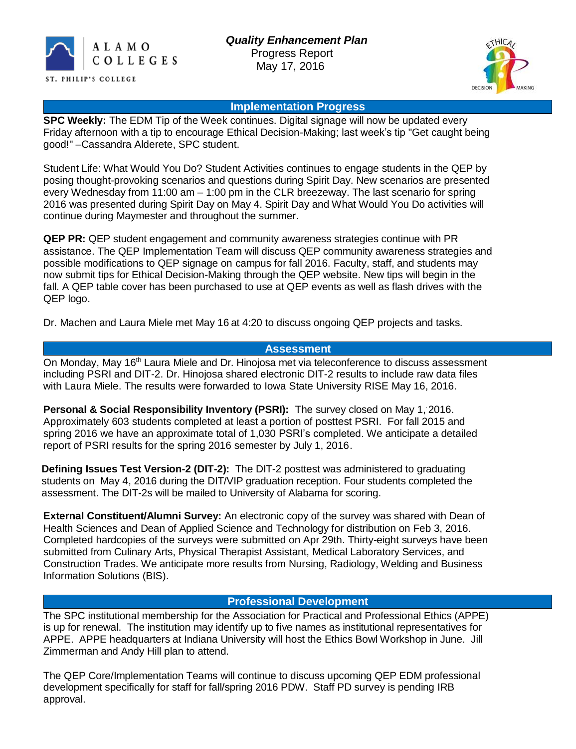ALAMO COLLEGES
ST. PHILIP'S COLLEGE

# *Quality Enhancement Plan*

Progress Report
May 17, 2016

## Implementation Progress

**SPC Weekly:** The EDM Tip of the Week continues. Digital signage will now be updated every Friday afternoon with a tip to encourage Ethical Decision-Making; last week's tip "Get caught being good!" –Cassandra Alderete, SPC student.

Student Life: What Would You Do? Student Activities continues to engage students in the QEP by posing thought-provoking scenarios and questions during Spirit Day. New scenarios are presented every Wednesday from 11:00 am – 1:00 pm in the CLR breezeway. The last scenario for spring 2016 was presented during Spirit Day on May 4. Spirit Day and What Would You Do activities will continue during Maymester and throughout the summer.

**QEP PR:** QEP student engagement and community awareness strategies continue with PR assistance. The QEP Implementation Team will discuss QEP community awareness strategies and possible modifications to QEP signage on campus for fall 2016. Faculty, staff, and students may now submit tips for Ethical Decision-Making through the QEP website. New tips will begin in the fall. A QEP table cover has been purchased to use at QEP events as well as flash drives with the QEP logo.

Dr. Machen and Laura Miele met May 16 at 4:20 to discuss ongoing QEP projects and tasks.

## Assessment

On Monday, May 16th Laura Miele and Dr. Hinojosa met via teleconference to discuss assessment including PSRI and DIT-2. Dr. Hinojosa shared electronic DIT-2 results to include raw data files with Laura Miele. The results were forwarded to Iowa State University RISE May 16, 2016.

**Personal & Social Responsibility Inventory (PSRI):** The survey closed on May 1, 2016. Approximately 603 students completed at least a portion of posttest PSRI. For fall 2015 and spring 2016 we have an approximate total of 1,030 PSRI's completed. We anticipate a detailed report of PSRI results for the spring 2016 semester by July 1, 2016.

**Defining Issues Test Version-2 (DIT-2):** The DIT-2 posttest was administered to graduating students on May 4, 2016 during the DIT/VIP graduation reception. Four students completed the assessment. The DIT-2s will be mailed to University of Alabama for scoring.

**External Constituent/Alumni Survey:** An electronic copy of the survey was shared with Dean of Health Sciences and Dean of Applied Science and Technology for distribution on Feb 3, 2016. Completed hardcopies of the surveys were submitted on Apr 29th. Thirty-eight surveys have been submitted from Culinary Arts, Physical Therapist Assistant, Medical Laboratory Services, and Construction Trades. We anticipate more results from Nursing, Radiology, Welding and Business Information Solutions (BIS).

## Professional Development

The SPC institutional membership for the Association for Practical and Professional Ethics (APPE) is up for renewal. The institution may identify up to five names as institutional representatives for APPE. APPE headquarters at Indiana University will host the Ethics Bowl Workshop in June. Jill Zimmerman and Andy Hill plan to attend.

The QEP Core/Implementation Teams will continue to discuss upcoming QEP EDM professional development specifically for staff for fall/spring 2016 PDW. Staff PD survey is pending IRB approval.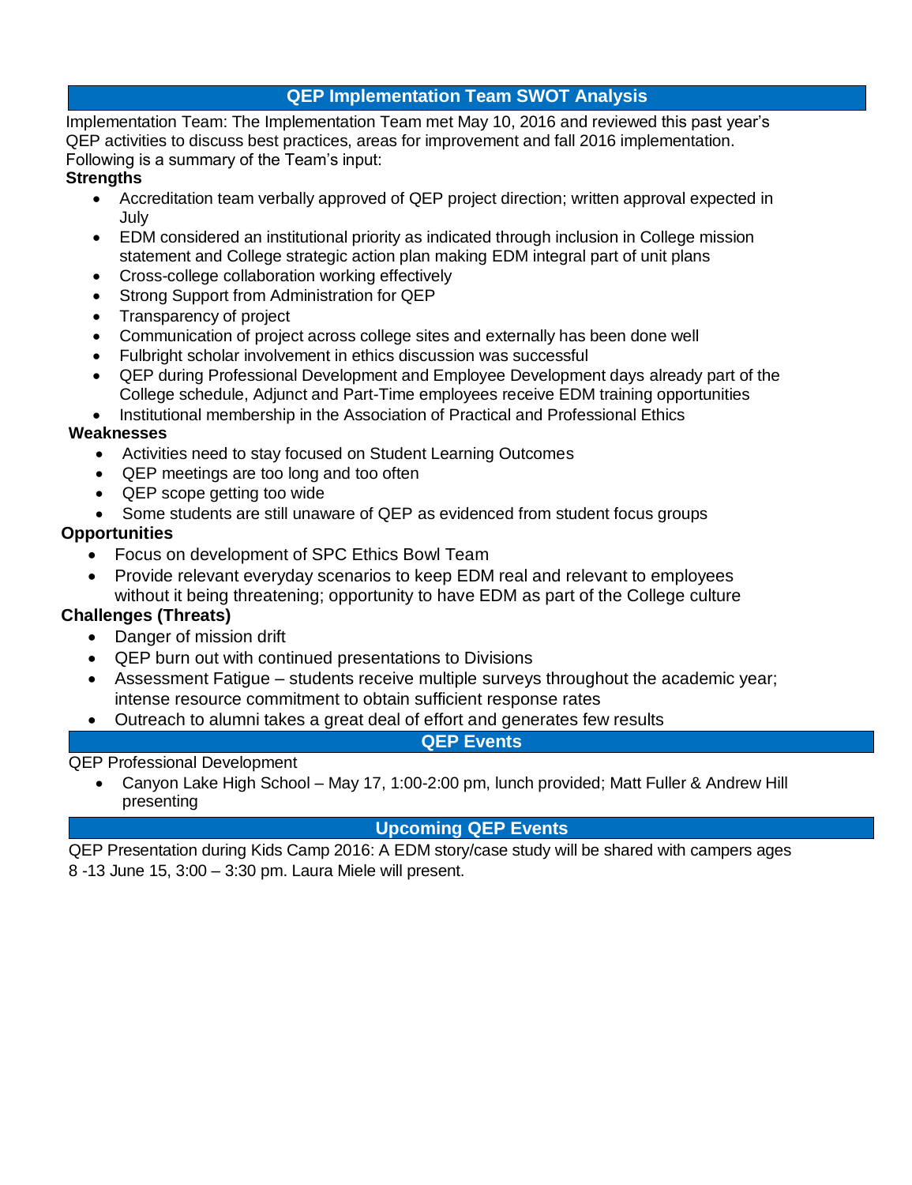## QEP Implementation Team SWOT Analysis

Implementation Team: The Implementation Team met May 10, 2016 and reviewed this past year's QEP activities to discuss best practices, areas for improvement and fall 2016 implementation. Following is a summary of the Team's input:

**Strengths**

- Accreditation team verbally approved of QEP project direction; written approval expected in July
- EDM considered an institutional priority as indicated through inclusion in College mission statement and College strategic action plan making EDM integral part of unit plans
- Cross-college collaboration working effectively
- Strong Support from Administration for QEP
- Transparency of project
- Communication of project across college sites and externally has been done well
- Fulbright scholar involvement in ethics discussion was successful
- QEP during Professional Development and Employee Development days already part of the College schedule, Adjunct and Part-Time employees receive EDM training opportunities
- Institutional membership in the Association of Practical and Professional Ethics

**Weaknesses**

- Activities need to stay focused on Student Learning Outcomes
- QEP meetings are too long and too often
- QEP scope getting too wide
- Some students are still unaware of QEP as evidenced from student focus groups

**Opportunities**

- Focus on development of SPC Ethics Bowl Team
- Provide relevant everyday scenarios to keep EDM real and relevant to employees without it being threatening; opportunity to have EDM as part of the College culture

**Challenges (Threats)**

- Danger of mission drift
- QEP burn out with continued presentations to Divisions
- Assessment Fatigue – students receive multiple surveys throughout the academic year; intense resource commitment to obtain sufficient response rates
- Outreach to alumni takes a great deal of effort and generates few results

## QEP Events

QEP Professional Development

- Canyon Lake High School – May 17, 1:00-2:00 pm, lunch provided; Matt Fuller & Andrew Hill presenting

## Upcoming QEP Events

QEP Presentation during Kids Camp 2016: A EDM story/case study will be shared with campers ages 8 -13 June 15, 3:00 – 3:30 pm. Laura Miele will present.